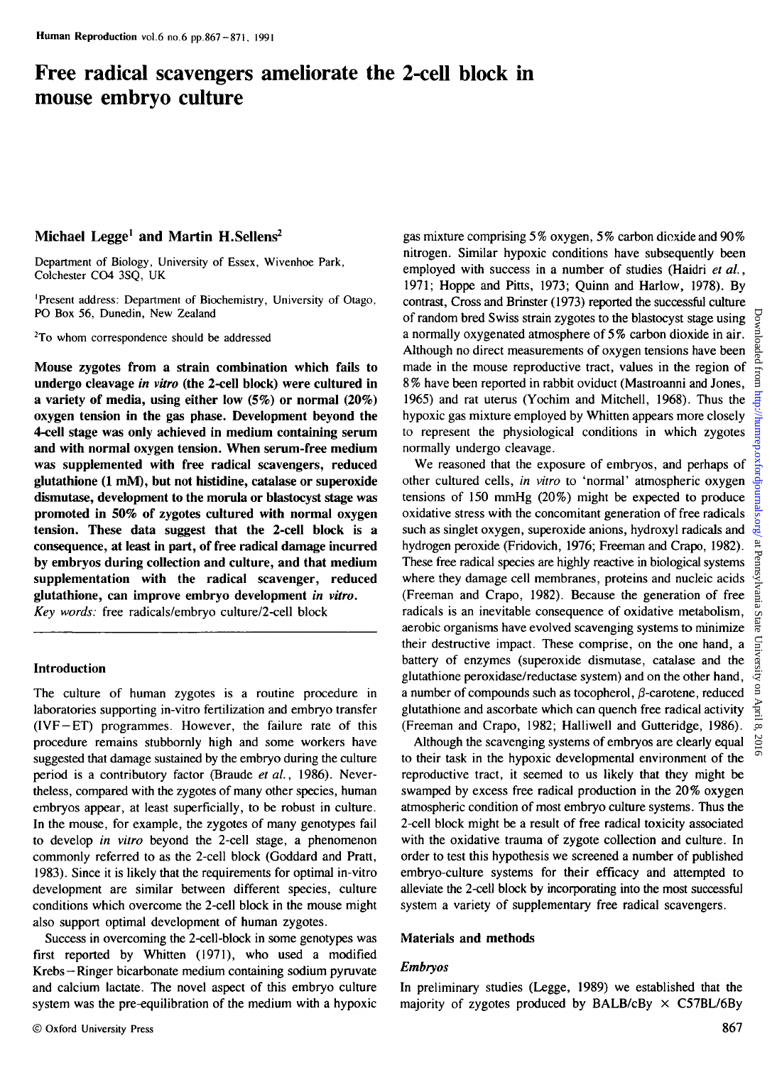# Free radical scavengers ameliorate the 2-cell block in mouse embryo culture

**Michael Legge[1] and Martin H.Sellens[2]**

Department of Biology, University of Essex, Wivenhoe Park, Colchester CO4 3SQ, UK

[1]Present address: Department of Biochemistry, University of Otago, PO Box 56, Dunedin, New Zealand

[2]To whom correspondence should be addressed

**Mouse zygotes from a strain combination which fails to undergo cleavage *in vitro* (the 2-cell block) were cultured in a variety of media, using either low (5%) or normal (20%) oxygen tension in the gas phase. Development beyond the 4-cell stage was only achieved in medium containing serum and with normal oxygen tension. When serum-free medium was supplemented with free radical scavengers, reduced glutathione (1 mM), but not histidine, catalase or superoxide dismutase, development to the morula or blastocyst stage was promoted in 50% of zygotes cultured with normal oxygen tension. These data suggest that the 2-cell block is a consequence, at least in part, of free radical damage incurred by embryos during collection and culture, and that medium supplementation with the radical scavenger, reduced glutathione, can improve embryo development *in vitro*.**

*Key words:* free radicals/embryo culture/2-cell block

## Introduction

The culture of human zygotes is a routine procedure in laboratories supporting in-vitro fertilization and embryo transfer (IVF−ET) programmes. However, the failure rate of this procedure remains stubbornly high and some workers have suggested that damage sustained by the embryo during the culture period is a contributory factor (Braude *et al.*, 1986). Nevertheless, compared with the zygotes of many other species, human embryos appear, at least superficially, to be robust in culture. In the mouse, for example, the zygotes of many genotypes fail to develop *in vitro* beyond the 2-cell stage, a phenomenon commonly referred to as the 2-cell block (Goddard and Pratt, 1983). Since it is likely that the requirements for optimal in-vitro development are similar between different species, culture conditions which overcome the 2-cell block in the mouse might also support optimal development of human zygotes.

Success in overcoming the 2-cell-block in some genotypes was first reported by Whitten (1971), who used a modified Krebs−Ringer bicarbonate medium containing sodium pyruvate and calcium lactate. The novel aspect of this embryo culture system was the pre-equilibration of the medium with a hypoxic gas mixture comprising 5% oxygen, 5% carbon dioxide and 90% nitrogen. Similar hypoxic conditions have subsequently been employed with success in a number of studies (Haidri *et al.*, 1971; Hoppe and Pitts, 1973; Quinn and Harlow, 1978). By contrast, Cross and Brinster (1973) reported the successful culture of random bred Swiss strain zygotes to the blastocyst stage using a normally oxygenated atmosphere of 5% carbon dioxide in air. Although no direct measurements of oxygen tensions have been made in the mouse reproductive tract, values in the region of 8% have been reported in rabbit oviduct (Mastroanni and Jones, 1965) and rat uterus (Yochim and Mitchell, 1968). Thus the hypoxic gas mixture employed by Whitten appears more closely to represent the physiological conditions in which zygotes normally undergo cleavage.

We reasoned that the exposure of embryos, and perhaps of other cultured cells, *in vitro* to 'normal' atmospheric oxygen tensions of 150 mmHg (20%) might be expected to produce oxidative stress with the concomitant generation of free radicals such as singlet oxygen, superoxide anions, hydroxyl radicals and hydrogen peroxide (Fridovich, 1976; Freeman and Crapo, 1982). These free radical species are highly reactive in biological systems where they damage cell membranes, proteins and nucleic acids (Freeman and Crapo, 1982). Because the generation of free radicals is an inevitable consequence of oxidative metabolism, aerobic organisms have evolved scavenging systems to minimize their destructive impact. These comprise, on the one hand, a battery of enzymes (superoxide dismutase, catalase and the glutathione peroxidase/reductase system) and on the other hand, a number of compounds such as tocopherol, $\beta$-carotene, reduced glutathione and ascorbate which can quench free radical activity (Freeman and Crapo, 1982; Halliwell and Gutteridge, 1986).

Although the scavenging systems of embryos are clearly equal to their task in the hypoxic developmental environment of the reproductive tract, it seemed to us likely that they might be swamped by excess free radical production in the 20% oxygen atmospheric condition of most embryo culture systems. Thus the 2-cell block might be a result of free radical toxicity associated with the oxidative trauma of zygote collection and culture. In order to test this hypothesis we screened a number of published embryo-culture systems for their efficacy and attempted to alleviate the 2-cell block by incorporating into the most successful system a variety of supplementary free radical scavengers.

## Materials and methods

### Embryos

In preliminary studies (Legge, 1989) we established that the majority of zygotes produced by BALB/cBy × C57BL/6By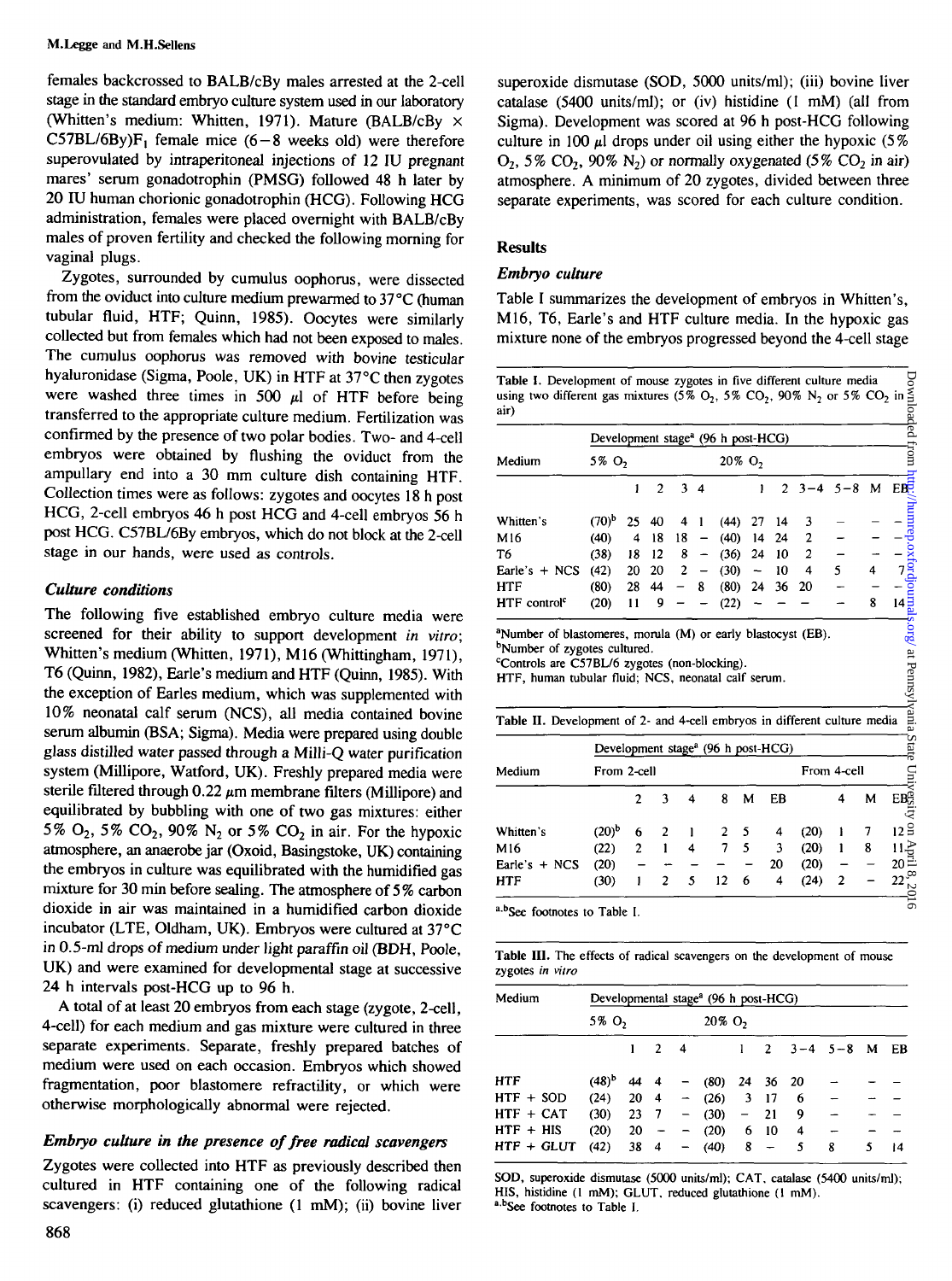females backcrossed to BALB/cBy males arrested at the 2-cell stage in the standard embryo culture system used in our laboratory (Whitten's medium: Whitten, 1971). Mature (BALB/cBy × C57BL/6By)$F_1$ female mice (6–8 weeks old) were therefore superovulated by intraperitoneal injections of 12 IU pregnant mares' serum gonadotrophin (PMSG) followed 48 h later by 20 IU human chorionic gonadotrophin (HCG). Following HCG administration, females were placed overnight with BALB/cBy males of proven fertility and checked the following morning for vaginal plugs.

Zygotes, surrounded by cumulus oophorus, were dissected from the oviduct into culture medium prewarmed to 37°C (human tubular fluid, HTF; Quinn, 1985). Oocytes were similarly collected but from females which had not been exposed to males. The cumulus oophorus was removed with bovine testicular hyaluronidase (Sigma, Poole, UK) in HTF at 37°C then zygotes were washed three times in 500 μl of HTF before being transferred to the appropriate culture medium. Fertilization was confirmed by the presence of two polar bodies. Two- and 4-cell embryos were obtained by flushing the oviduct from the ampullary end into a 30 mm culture dish containing HTF. Collection times were as follows: zygotes and oocytes 18 h post HCG, 2-cell embryos 46 h post HCG and 4-cell embryos 56 h post HCG. C57BL/6By embryos, which do not block at the 2-cell stage in our hands, were used as controls.

### *Culture conditions*

The following five established embryo culture media were screened for their ability to support development *in vitro*; Whitten's medium (Whitten, 1971), M16 (Whittingham, 1971), T6 (Quinn, 1982), Earle's medium and HTF (Quinn, 1985). With the exception of Earles medium, which was supplemented with 10% neonatal calf serum (NCS), all media contained bovine serum albumin (BSA; Sigma). Media were prepared using double glass distilled water passed through a Milli-Q water purification system (Millipore, Watford, UK). Freshly prepared media were sterile filtered through 0.22 μm membrane filters (Millipore) and equilibrated by bubbling with one of two gas mixtures: either 5% $O_2$, 5% $CO_2$, 90% $N_2$ or 5% $CO_2$ in air. For the hypoxic atmosphere, an anaerobe jar (Oxoid, Basingstoke, UK) containing the embryos in culture was equilibrated with the humidified gas mixture for 30 min before sealing. The atmosphere of 5% carbon dioxide in air was maintained in a humidified carbon dioxide incubator (LTE, Oldham, UK). Embryos were cultured at 37°C in 0.5-ml drops of medium under light paraffin oil (BDH, Poole, UK) and were examined for developmental stage at successive 24 h intervals post-HCG up to 96 h.

A total of at least 20 embryos from each stage (zygote, 2-cell, 4-cell) for each medium and gas mixture were cultured in three separate experiments. Separate, freshly prepared batches of medium were used on each occasion. Embryos which showed fragmentation, poor blastomere refractility, or which were otherwise morphologically abnormal were rejected.

### *Embryo culture in the presence of free radical scavengers*

Zygotes were collected into HTF as previously described then cultured in HTF containing one of the following radical scavengers: (i) reduced glutathione (1 mM); (ii) bovine liver superoxide dismutase (SOD, 5000 units/ml); (iii) bovine liver catalase (5400 units/ml); or (iv) histidine (1 mM) (all from Sigma). Development was scored at 96 h post-HCG following culture in 100 μl drops under oil using either the hypoxic (5% $O_2$, 5% $CO_2$, 90% $N_2$) or normally oxygenated (5% $CO_2$ in air) atmosphere. A minimum of 20 zygotes, divided between three separate experiments, was scored for each culture condition.

## Results

### *Embryo culture*

Table I summarizes the development of embryos in Whitten's, M16, T6, Earle's and HTF culture media. In the hypoxic gas mixture none of the embryos progressed beyond the 4-cell stage

**Table I.** Development of mouse zygotes in five different culture media using two different gas mixtures (5% $O_2$, 5% $CO_2$, 90% $N_2$ or 5% $CO_2$ in air)

| Medium | Development stage[a] (96 h post-HCG) | | | | | | | | | | | |
|---|---|---|---|---|---|---|---|---|---|---|---|---|
| | 5% $O_2$ | | | | | 20% $O_2$ | | | | | | |
| | | 1 | 2 | 3 | 4 | | 1 | 2 | 3–4 | 5–8 | M | EB |
| Whitten's | (70)[b] | 25 | 40 | 4 | 1 | (44) | 27 | 14 | 3 | – | – | – |
| M16 | (40) | 4 | 18 | 18 | – | (40) | 14 | 24 | 2 | – | – | – |
| T6 | (38) | 18 | 12 | 8 | – | (36) | 24 | 10 | 2 | – | – | – |
| Earle's + NCS | (42) | 20 | 20 | 2 | – | (30) | – | 10 | 4 | 5 | 4 | 7 |
| HTF | (80) | 28 | 44 | – | 8 | (80) | 24 | 36 | 20 | – | – | – |
| HTF control[c] | (20) | 11 | 9 | – | – | (22) | – | – | – | – | 8 | 14 |

[a]Number of blastomeres, morula (M) or early blastocyst (EB).
[b]Number of zygotes cultured.
[c]Controls are C57BL/6 zygotes (non-blocking).
HTF, human tubular fluid; NCS, neonatal calf serum.

**Table II.** Development of 2- and 4-cell embryos in different culture media

| Medium | Development stage[a] (96 h post-HCG) | | | | | | | | | | |
|---|---|---|---|---|---|---|---|---|---|---|---|
| | From 2-cell | | | | | | | From 4-cell | | | |
| | | 2 | 3 | 4 | 8 | M | EB | | 4 | M | EB |
| Whitten's | (20)[b] | 6 | 2 | 1 | 2 | 5 | 4 | (20) | 1 | 7 | 12 |
| M16 | (22) | 2 | 1 | 4 | 7 | 5 | 3 | (20) | 1 | 8 | 11 |
| Earle's + NCS | (20) | – | – | – | – | – | 20 | (20) | – | – | 20 |
| HTF | (30) | 1 | 2 | 5 | 12 | 6 | 4 | (24) | 2 | – | 22 |

[a,b]See footnotes to Table I.

**Table III.** The effects of radical scavengers on the development of mouse zygotes *in vitro*

| Medium | Developmental stage[a] (96 h post-HCG) | | | | | | | | | |
|---|---|---|---|---|---|---|---|---|---|---|
| | 5% $O_2$ | | | | 20% $O_2$ | | | | | |
| | | 1 | 2 | 4 | | 1 | 2 | 3–4 | 5–8 | M | EB |
| HTF | (48)[b] | 44 | 4 | – | (80) | 24 | 36 | 20 | – | – | – |
| HTF + SOD | (24) | 20 | 4 | – | (26) | 3 | 17 | 6 | – | – | – |
| HTF + CAT | (30) | 23 | 7 | – | (30) | – | 21 | 9 | – | – | – |
| HTF + HIS | (20) | 20 | – | – | (20) | 6 | 10 | 4 | – | – | – |
| HTF + GLUT | (42) | 38 | 4 | – | (40) | 8 | – | 5 | 8 | 5 | 14 |

SOD, superoxide dismutase (5000 units/ml); CAT, catalase (5400 units/ml); HIS, histidine (1 mM); GLUT, reduced glutathione (1 mM).
[a,b]See footnotes to Table I.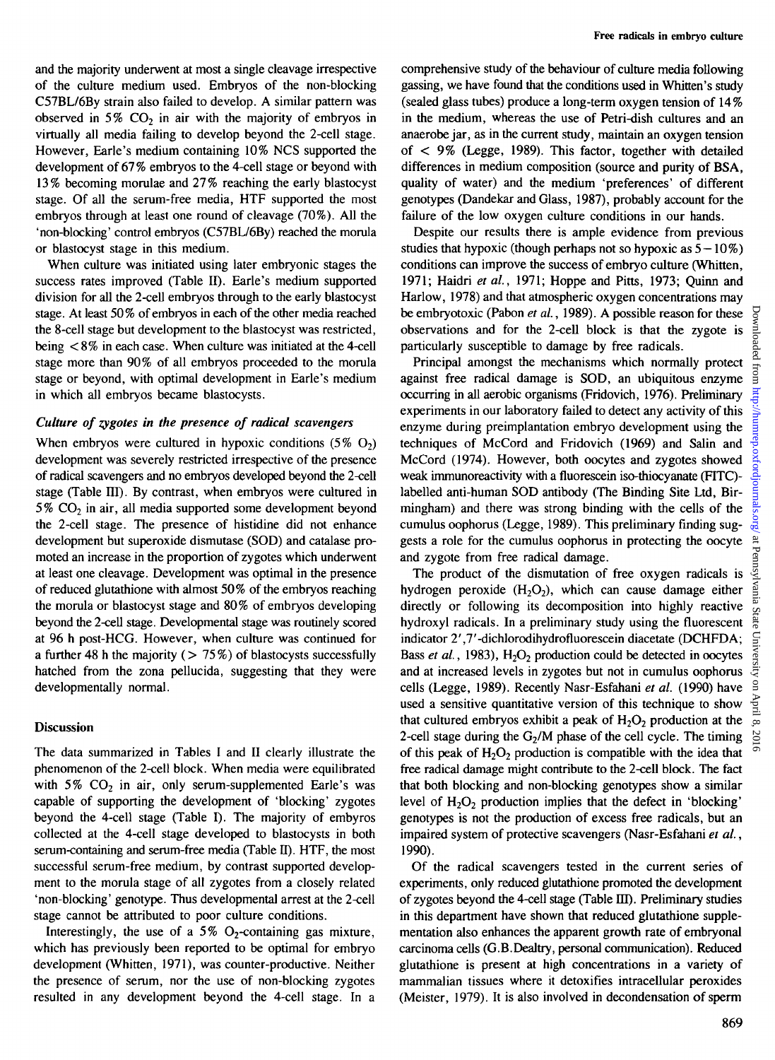and the majority underwent at most a single cleavage irrespective of the culture medium used. Embryos of the non-blocking C57BL/6By strain also failed to develop. A similar pattern was observed in 5% $CO_2$ in air with the majority of embryos in virtually all media failing to develop beyond the 2-cell stage. However, Earle's medium containing 10% NCS supported the development of 67% embryos to the 4-cell stage or beyond with 13% becoming morulae and 27% reaching the early blastocyst stage. Of all the serum-free media, HTF supported the most embryos through at least one round of cleavage (70%). All the 'non-blocking' control embryos (C57BL/6By) reached the morula or blastocyst stage in this medium.

When culture was initiated using later embryonic stages the success rates improved (Table II). Earle's medium supported division for all the 2-cell embryos through to the early blastocyst stage. At least 50% of embryos in each of the other media reached the 8-cell stage but development to the blastocyst was restricted, being <8% in each case. When culture was initiated at the 4-cell stage more than 90% of all embryos proceeded to the morula stage or beyond, with optimal development in Earle's medium in which all embryos became blastocysts.

### *Culture of zygotes in the presence of radical scavengers*

When embryos were cultured in hypoxic conditions (5% $O_2$) development was severely restricted irrespective of the presence of radical scavengers and no embryos developed beyond the 2-cell stage (Table III). By contrast, when embryos were cultured in 5% $CO_2$ in air, all media supported some development beyond the 2-cell stage. The presence of histidine did not enhance development but superoxide dismutase (SOD) and catalase promoted an increase in the proportion of zygotes which underwent at least one cleavage. Development was optimal in the presence of reduced glutathione with almost 50% of the embryos reaching the morula or blastocyst stage and 80% of embryos developing beyond the 2-cell stage. Developmental stage was routinely scored at 96 h post-HCG. However, when culture was continued for a further 48 h the majority (> 75%) of blastocysts successfully hatched from the zona pellucida, suggesting that they were developmentally normal.

## Discussion

The data summarized in Tables I and II clearly illustrate the phenomenon of the 2-cell block. When media were equilibrated with 5% $CO_2$ in air, only serum-supplemented Earle's was capable of supporting the development of 'blocking' zygotes beyond the 4-cell stage (Table I). The majority of embyros collected at the 4-cell stage developed to blastocysts in both serum-containing and serum-free media (Table II). HTF, the most successful serum-free medium, by contrast supported development to the morula stage of all zygotes from a closely related 'non-blocking' genotype. Thus developmental arrest at the 2-cell stage cannot be attributed to poor culture conditions.

Interestingly, the use of a 5% $O_2$-containing gas mixture, which has previously been reported to be optimal for embryo development (Whitten, 1971), was counter-productive. Neither the presence of serum, nor the use of non-blocking zygotes resulted in any development beyond the 4-cell stage. In a comprehensive study of the behaviour of culture media following gassing, we have found that the conditions used in Whitten's study (sealed glass tubes) produce a long-term oxygen tension of 14% in the medium, whereas the use of Petri-dish cultures and an anaerobe jar, as in the current study, maintain an oxygen tension of < 9% (Legge, 1989). This factor, together with detailed differences in medium composition (source and purity of BSA, quality of water) and the medium 'preferences' of different genotypes (Dandekar and Glass, 1987), probably account for the failure of the low oxygen culture conditions in our hands.

Despite our results there is ample evidence from previous studies that hypoxic (though perhaps not so hypoxic as 5–10%) conditions can improve the success of embryo culture (Whitten, 1971; Haidri *et al.*, 1971; Hoppe and Pitts, 1973; Quinn and Harlow, 1978) and that atmospheric oxygen concentrations may be embryotoxic (Pabon *et al.*, 1989). A possible reason for these observations and for the 2-cell block is that the zygote is particularly susceptible to damage by free radicals.

Principal amongst the mechanisms which normally protect against free radical damage is SOD, an ubiquitous enzyme occurring in all aerobic organisms (Fridovich, 1976). Preliminary experiments in our laboratory failed to detect any activity of this enzyme during preimplantation embryo development using the techniques of McCord and Fridovich (1969) and Salin and McCord (1974). However, both oocytes and zygotes showed weak immunoreactivity with a fluorescein iso-thiocyanate (FITC)-labelled anti-human SOD antibody (The Binding Site Ltd, Birmingham) and there was strong binding with the cells of the cumulus oophorus (Legge, 1989). This preliminary finding suggests a role for the cumulus oophorus in protecting the oocyte and zygote from free radical damage.

The product of the dismutation of free oxygen radicals is hydrogen peroxide ($H_2O_2$), which can cause damage either directly or following its decomposition into highly reactive hydroxyl radicals. In a preliminary study using the fluorescent indicator 2′,7′-dichlorodihydrofluorescein diacetate (DCHFDA; Bass *et al.*, 1983), $H_2O_2$ production could be detected in oocytes and at increased levels in zygotes but not in cumulus oophorus cells (Legge, 1989). Recently Nasr-Esfahani *et al.* (1990) have used a sensitive quantitative version of this technique to show that cultured embryos exhibit a peak of $H_2O_2$ production at the 2-cell stage during the $G_2$/M phase of the cell cycle. The timing of this peak of $H_2O_2$ production is compatible with the idea that free radical damage might contribute to the 2-cell block. The fact that both blocking and non-blocking genotypes show a similar level of $H_2O_2$ production implies that the defect in 'blocking' genotypes is not the production of excess free radicals, but an impaired system of protective scavengers (Nasr-Esfahani *et al.*, 1990).

Of the radical scavengers tested in the current series of experiments, only reduced glutathione promoted the development of zygotes beyond the 4-cell stage (Table III). Preliminary studies in this department have shown that reduced glutathione supplementation also enhances the apparent growth rate of embryonal carcinoma cells (G.B.Dealtry, personal communication). Reduced glutathione is present at high concentrations in a variety of mammalian tissues where it detoxifies intracellular peroxides (Meister, 1979). It is also involved in decondensation of sperm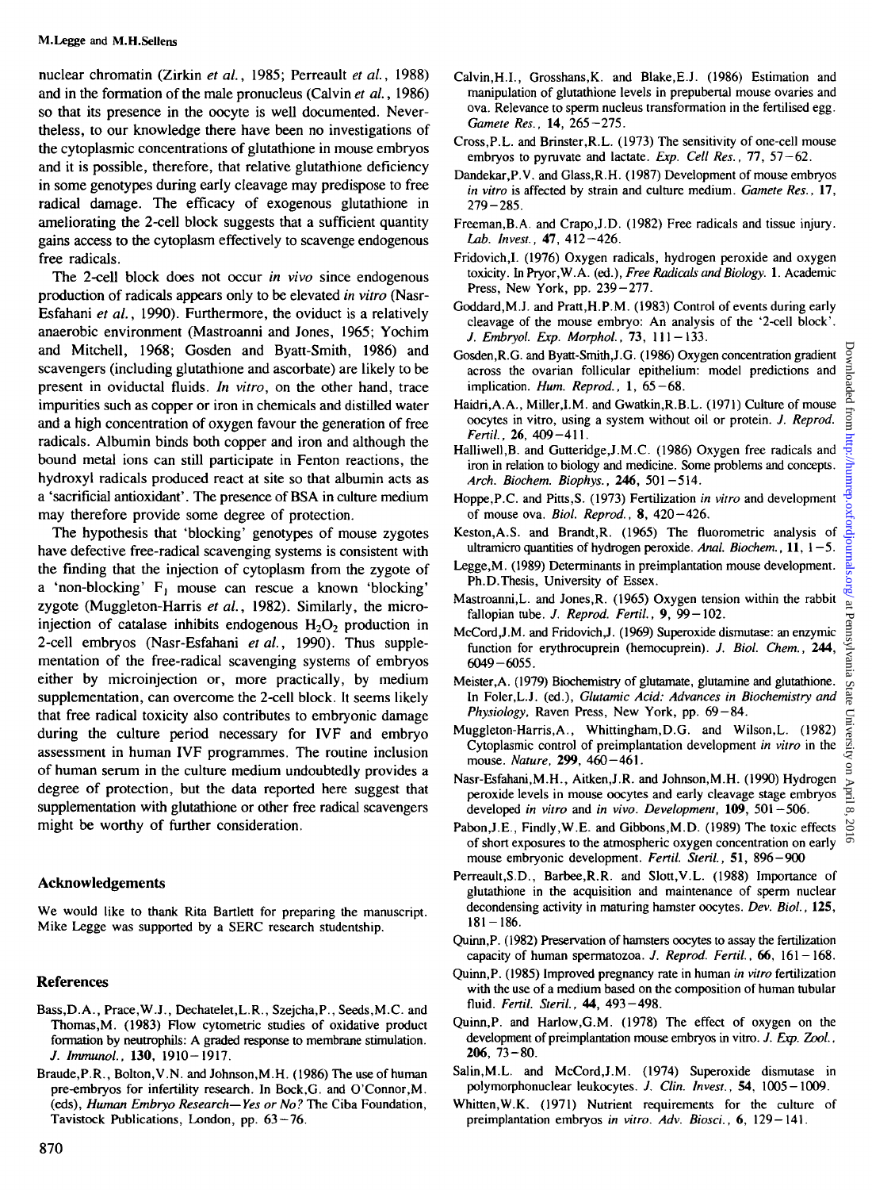nuclear chromatin (Zirkin *et al.*, 1985; Perreault *et al.*, 1988) and in the formation of the male pronucleus (Calvin *et al.*, 1986) so that its presence in the oocyte is well documented. Nevertheless, to our knowledge there have been no investigations of the cytoplasmic concentrations of glutathione in mouse embryos and it is possible, therefore, that relative glutathione deficiency in some genotypes during early cleavage may predispose to free radical damage. The efficacy of exogenous glutathione in ameliorating the 2-cell block suggests that a sufficient quantity gains access to the cytoplasm effectively to scavenge endogenous free radicals.

The 2-cell block does not occur *in vivo* since endogenous production of radicals appears only to be elevated *in vitro* (Nasr-Esfahani *et al.*, 1990). Furthermore, the oviduct is a relatively anaerobic environment (Mastroanni and Jones, 1965; Yochim and Mitchell, 1968; Gosden and Byatt-Smith, 1986) and scavengers (including glutathione and ascorbate) are likely to be present in oviductal fluids. *In vitro*, on the other hand, trace impurities such as copper or iron in chemicals and distilled water and a high concentration of oxygen favour the generation of free radicals. Albumin binds both copper and iron and although the bound metal ions can still participate in Fenton reactions, the hydroxyl radicals produced react at site so that albumin acts as a 'sacrificial antioxidant'. The presence of BSA in culture medium may therefore provide some degree of protection.

The hypothesis that 'blocking' genotypes of mouse zygotes have defective free-radical scavenging systems is consistent with the finding that the injection of cytoplasm from the zygote of a 'non-blocking' $F_1$ mouse can rescue a known 'blocking' zygote (Muggleton-Harris *et al.*, 1982). Similarly, the microinjection of catalase inhibits endogenous $H_2O_2$ production in 2-cell embryos (Nasr-Esfahani *et al.*, 1990). Thus supplementation of the free-radical scavenging systems of embryos either by microinjection or, more practically, by medium supplementation, can overcome the 2-cell block. It seems likely that free radical toxicity also contributes to embryonic damage during the culture period necessary for IVF and embryo assessment in human IVF programmes. The routine inclusion of human serum in the culture medium undoubtedly provides a degree of protection, but the data reported here suggest that supplementation with glutathione or other free radical scavengers might be worthy of further consideration.

## Acknowledgements

We would like to thank Rita Bartlett for preparing the manuscript. Mike Legge was supported by a SERC research studentship.

## References

Bass,D.A., Prace,W.J., Dechatelet,L.R., Szejcha,P., Seeds,M.C. and Thomas,M. (1983) Flow cytometric studies of oxidative product formation by neutrophils: A graded response to membrane stimulation. *J. Immunol.*, **130**, 1910–1917.

Braude,P.R., Bolton,V.N. and Johnson,M.H. (1986) The use of human pre-embryos for infertility research. In Bock,G. and O'Connor,M. (eds), *Human Embryo Research—Yes or No?* The Ciba Foundation, Tavistock Publications, London, pp. 63–76.

Calvin,H.I., Grosshans,K. and Blake,E.J. (1986) Estimation and manipulation of glutathione levels in prepubertal mouse ovaries and ova. Relevance to sperm nucleus transformation in the fertilised egg. *Gamete Res.*, **14**, 265–275.

Cross,P.L. and Brinster,R.L. (1973) The sensitivity of one-cell mouse embryos to pyruvate and lactate. *Exp. Cell Res.*, **77**, 57–62.

Dandekar,P.V. and Glass,R.H. (1987) Development of mouse embryos *in vitro* is affected by strain and culture medium. *Gamete Res.*, **17**, 279–285.

Freeman,B.A. and Crapo,J.D. (1982) Free radicals and tissue injury. *Lab. Invest.*, **47**, 412–426.

Fridovich,I. (1976) Oxygen radicals, hydrogen peroxide and oxygen toxicity. In Pryor,W.A. (ed.), *Free Radicals and Biology*. **1**. Academic Press, New York, pp. 239–277.

Goddard,M.J. and Pratt,H.P.M. (1983) Control of events during early cleavage of the mouse embryo: An analysis of the '2-cell block'. *J. Embryol. Exp. Morphol.*, **73**, 111–133.

Gosden,R.G. and Byatt-Smith,J.G. (1986) Oxygen concentration gradient across the ovarian follicular epithelium: model predictions and implication. *Hum. Reprod.*, **1**, 65–68.

Haidri,A.A., Miller,I.M. and Gwatkin,R.B.L. (1971) Culture of mouse oocytes in vitro, using a system without oil or protein. *J. Reprod. Fertil.*, **26**, 409–411.

Halliwell,B. and Gutteridge,J.M.C. (1986) Oxygen free radicals and iron in relation to biology and medicine. Some problems and concepts. *Arch. Biochem. Biophys.*, **246**, 501–514.

Hoppe,P.C. and Pitts,S. (1973) Fertilization *in vitro* and development of mouse ova. *Biol. Reprod.*, **8**, 420–426.

Keston,A.S. and Brandt,R. (1965) The fluorometric analysis of ultramicro quantities of hydrogen peroxide. *Anal. Biochem.*, **11**, 1–5.

Legge,M. (1989) Determinants in preimplantation mouse development. Ph.D.Thesis, University of Essex.

Mastroanni,L. and Jones,R. (1965) Oxygen tension within the rabbit fallopian tube. *J. Reprod. Fertil.*, **9**, 99–102.

McCord,J.M. and Fridovich,J. (1969) Superoxide dismutase: an enzymic function for erythrocuprein (hemocuprein). *J. Biol. Chem.*, **244**, 6049–6055.

Meister,A. (1979) Biochemistry of glutamate, glutamine and glutathione. In Foler,L.J. (ed.), *Glutamic Acid: Advances in Biochemistry and Physiology*, Raven Press, New York, pp. 69–84.

Muggleton-Harris,A., Whittingham,D.G. and Wilson,L. (1982) Cytoplasmic control of preimplantation development *in vitro* in the mouse. *Nature*, **299**, 460–461.

Nasr-Esfahani,M.H., Aitken,J.R. and Johnson,M.H. (1990) Hydrogen peroxide levels in mouse oocytes and early cleavage stage embryos developed *in vitro* and *in vivo*. *Development*, **109**, 501–506.

Pabon,J.E., Findly,W.E. and Gibbons,M.D. (1989) The toxic effects of short exposures to the atmospheric oxygen concentration on early mouse embryonic development. *Fertil. Steril.*, **51**, 896–900

Perreault,S.D., Barbee,R.R. and Slott,V.L. (1988) Importance of glutathione in the acquisition and maintenance of sperm nuclear decondensing activity in maturing hamster oocytes. *Dev. Biol.*, **125**, 181–186.

Quinn,P. (1982) Preservation of hamsters oocytes to assay the fertilization capacity of human spermatozoa. *J. Reprod. Fertil.*, **66**, 161–168.

Quinn,P. (1985) Improved pregnancy rate in human *in vitro* fertilization with the use of a medium based on the composition of human tubular fluid. *Fertil. Steril.*, **44**, 493–498.

Quinn,P. and Harlow,G.M. (1978) The effect of oxygen on the development of preimplantation mouse embryos in vitro. *J. Exp. Zool.*, **206**, 73–80.

Salin,M.L. and McCord,J.M. (1974) Superoxide dismutase in polymorphonuclear leukocytes. *J. Clin. Invest.*, **54**, 1005–1009.

Whitten,W.K. (1971) Nutrient requirements for the culture of preimplantation embryos *in vitro*. *Adv. Biosci.*, **6**, 129–141.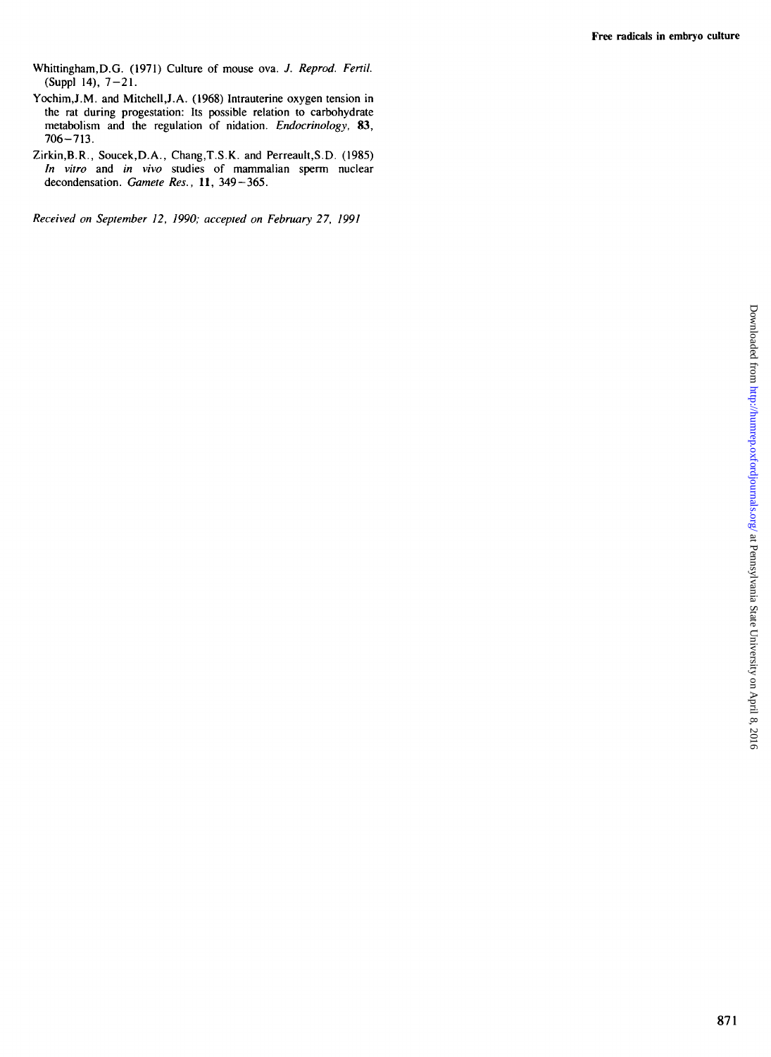Whittingham,D.G. (1971) Culture of mouse ova. *J. Reprod. Fertil.* (Suppl 14), 7–21.

Yochim,J.M. and Mitchell,J.A. (1968) Intrauterine oxygen tension in the rat during progestation: Its possible relation to carbohydrate metabolism and the regulation of nidation. *Endocrinology*, **83**, 706–713.

Zirkin,B.R., Soucek,D.A., Chang,T.S.K. and Perreault,S.D. (1985) *In vitro* and *in vivo* studies of mammalian sperm nuclear decondensation. *Gamete Res.*, **11**, 349–365.

*Received on September 12, 1990; accepted on February 27, 1991*